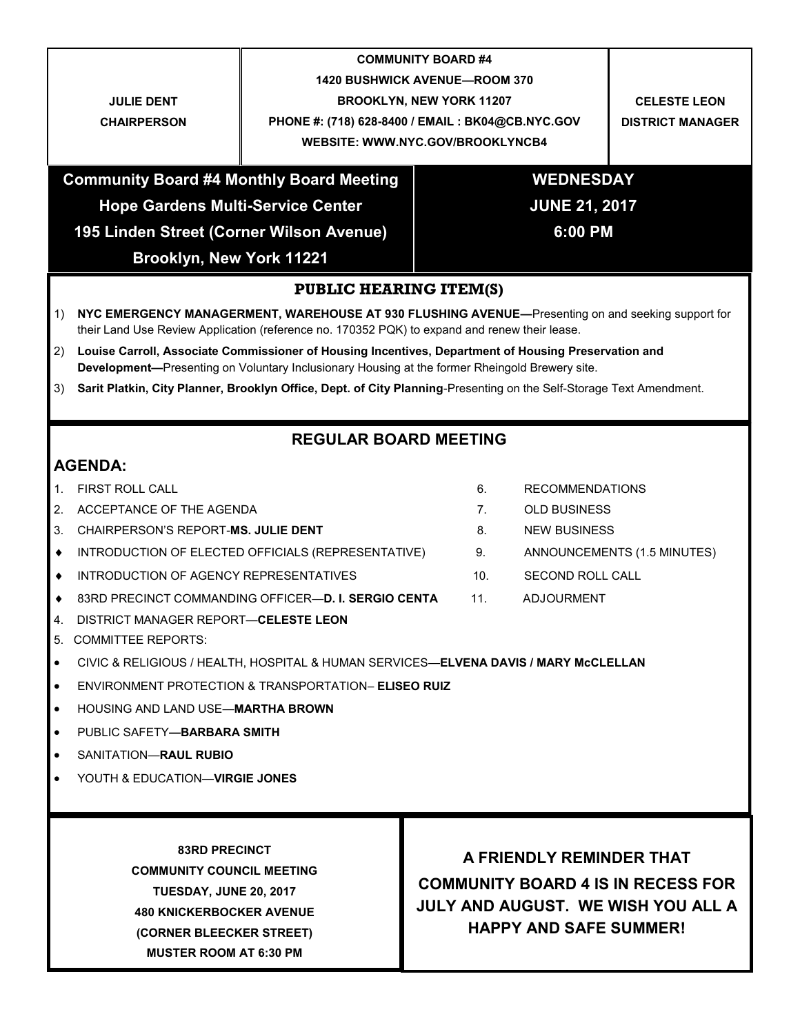**JULIE DENT**
**CHAIRPERSON**

**COMMUNITY BOARD #4**
**1420 BUSHWICK AVENUE—ROOM 370**
**BROOKLYN, NEW YORK 11207**
**PHONE #: (718) 628-8400 / EMAIL : BK04@CB.NYC.GOV**
**WEBSITE: WWW.NYC.GOV/BROOKLYNCB4**

**CELESTE LEON**
**DISTRICT MANAGER**

## Community Board #4 Monthly Board Meeting
**Hope Gardens Multi-Service Center**
**195 Linden Street (Corner Wilson Avenue)**
**Brooklyn, New York 11221**

**WEDNESDAY**
**JUNE 21, 2017**
**6:00 PM**

## PUBLIC HEARING ITEM(S)

1) **NYC EMERGENCY MANAGERMENT, WAREHOUSE AT 930 FLUSHING AVENUE—**Presenting on and seeking support for their Land Use Review Application (reference no. 170352 PQK) to expand and renew their lease.
2) **Louise Carroll, Associate Commissioner of Housing Incentives, Department of Housing Preservation and Development—**Presenting on Voluntary Inclusionary Housing at the former Rheingold Brewery site.
3) **Sarit Platkin, City Planner, Brooklyn Office, Dept. of City Planning**-Presenting on the Self-Storage Text Amendment.

## REGULAR BOARD MEETING

### AGENDA:

1. FIRST ROLL CALL
2. ACCEPTANCE OF THE AGENDA
3. CHAIRPERSON'S REPORT-**MS. JULIE DENT**
   - INTRODUCTION OF ELECTED OFFICIALS (REPRESENTATIVE)
   - INTRODUCTION OF AGENCY REPRESENTATIVES
   - 83RD PRECINCT COMMANDING OFFICER—**D. I. SERGIO CENTA**
4. DISTRICT MANAGER REPORT—**CELESTE LEON**
5. COMMITTEE REPORTS:
   - CIVIC & RELIGIOUS / HEALTH, HOSPITAL & HUMAN SERVICES—**ELVENA DAVIS / MARY McCLELLAN**
   - ENVIRONMENT PROTECTION & TRANSPORTATION– **ELISEO RUIZ**
   - HOUSING AND LAND USE—**MARTHA BROWN**
   - PUBLIC SAFETY**—BARBARA SMITH**
   - SANITATION—**RAUL RUBIO**
   - YOUTH & EDUCATION—**VIRGIE JONES**
6. RECOMMENDATIONS
7. OLD BUSINESS
8. NEW BUSINESS
9. ANNOUNCEMENTS (1.5 MINUTES)
10. SECOND ROLL CALL
11. ADJOURMENT

**83RD PRECINCT**
**COMMUNITY COUNCIL MEETING**
**TUESDAY, JUNE 20, 2017**
**480 KNICKERBOCKER AVENUE**
**(CORNER BLEECKER STREET)**
**MUSTER ROOM AT 6:30 PM**

**A FRIENDLY REMINDER THAT COMMUNITY BOARD 4 IS IN RECESS FOR JULY AND AUGUST. WE WISH YOU ALL A HAPPY AND SAFE SUMMER!**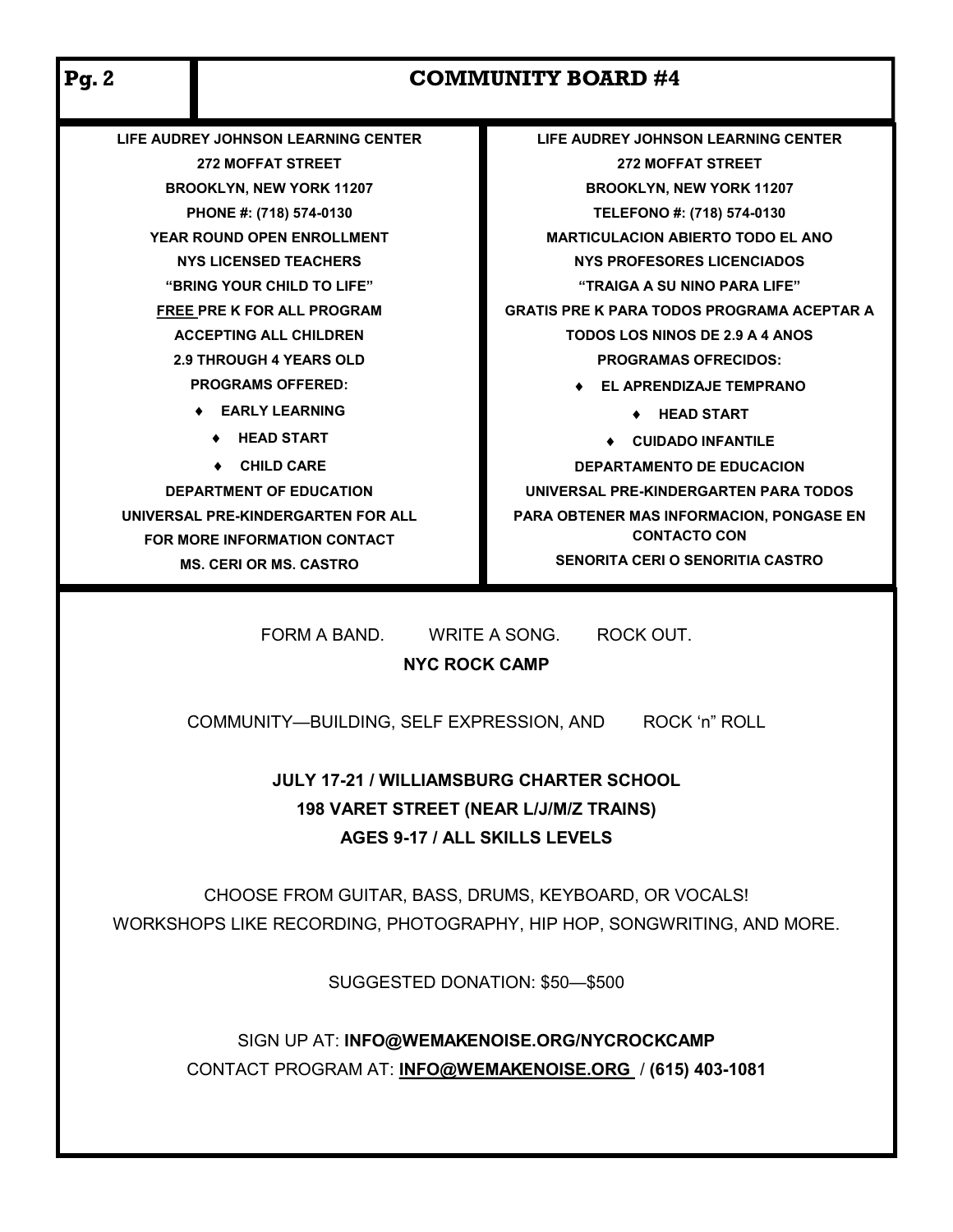# COMMUNITY BOARD #4

**LIFE AUDREY JOHNSON LEARNING CENTER**
**272 MOFFAT STREET**
**BROOKLYN, NEW YORK 11207**
**PHONE #: (718) 574-0130**
**YEAR ROUND OPEN ENROLLMENT**
**NYS LICENSED TEACHERS**
**"BRING YOUR CHILD TO LIFE"**
**FREE PRE K FOR ALL PROGRAM**
**ACCEPTING ALL CHILDREN**
**2.9 THROUGH 4 YEARS OLD**
**PROGRAMS OFFERED:**

- **EARLY LEARNING**
- **HEAD START**
- **CHILD CARE**

**DEPARTMENT OF EDUCATION**
**UNIVERSAL PRE-KINDERGARTEN FOR ALL**
**FOR MORE INFORMATION CONTACT**
**MS. CERI OR MS. CASTRO**

**LIFE AUDREY JOHNSON LEARNING CENTER**
**272 MOFFAT STREET**
**BROOKLYN, NEW YORK 11207**
**TELEFONO #: (718) 574-0130**
**MARTICULACION ABIERTO TODO EL ANO**
**NYS PROFESORES LICENCIADOS**
**"TRAIGA A SU NINO PARA LIFE"**
**GRATIS PRE K PARA TODOS PROGRAMA ACEPTAR A**
**TODOS LOS NINOS DE 2.9 A 4 ANOS**
**PROGRAMAS OFRECIDOS:**

- **EL APRENDIZAJE TEMPRANO**
- **HEAD START**
- **CUIDADO INFANTILE**

**DEPARTAMENTO DE EDUCACION**
**UNIVERSAL PRE-KINDERGARTEN PARA TODOS**
**PARA OBTENER MAS INFORMACION, PONGASE EN CONTACTO CON**
**SENORITA CERI O SENORITIA CASTRO**

---

FORM A BAND. WRITE A SONG. ROCK OUT.

**NYC ROCK CAMP**

COMMUNITY—BUILDING, SELF EXPRESSION, AND ROCK 'n" ROLL

**JULY 17-21 / WILLIAMSBURG CHARTER SCHOOL**
**198 VARET STREET (NEAR L/J/M/Z TRAINS)**
**AGES 9-17 / ALL SKILLS LEVELS**

CHOOSE FROM GUITAR, BASS, DRUMS, KEYBOARD, OR VOCALS!
WORKSHOPS LIKE RECORDING, PHOTOGRAPHY, HIP HOP, SONGWRITING, AND MORE.

SUGGESTED DONATION: $50—$500

SIGN UP AT: **INFO@WEMAKENOISE.ORG/NYCROCKCAMP**
CONTACT PROGRAM AT: **INFO@WEMAKENOISE.ORG** / **(615) 403-1081**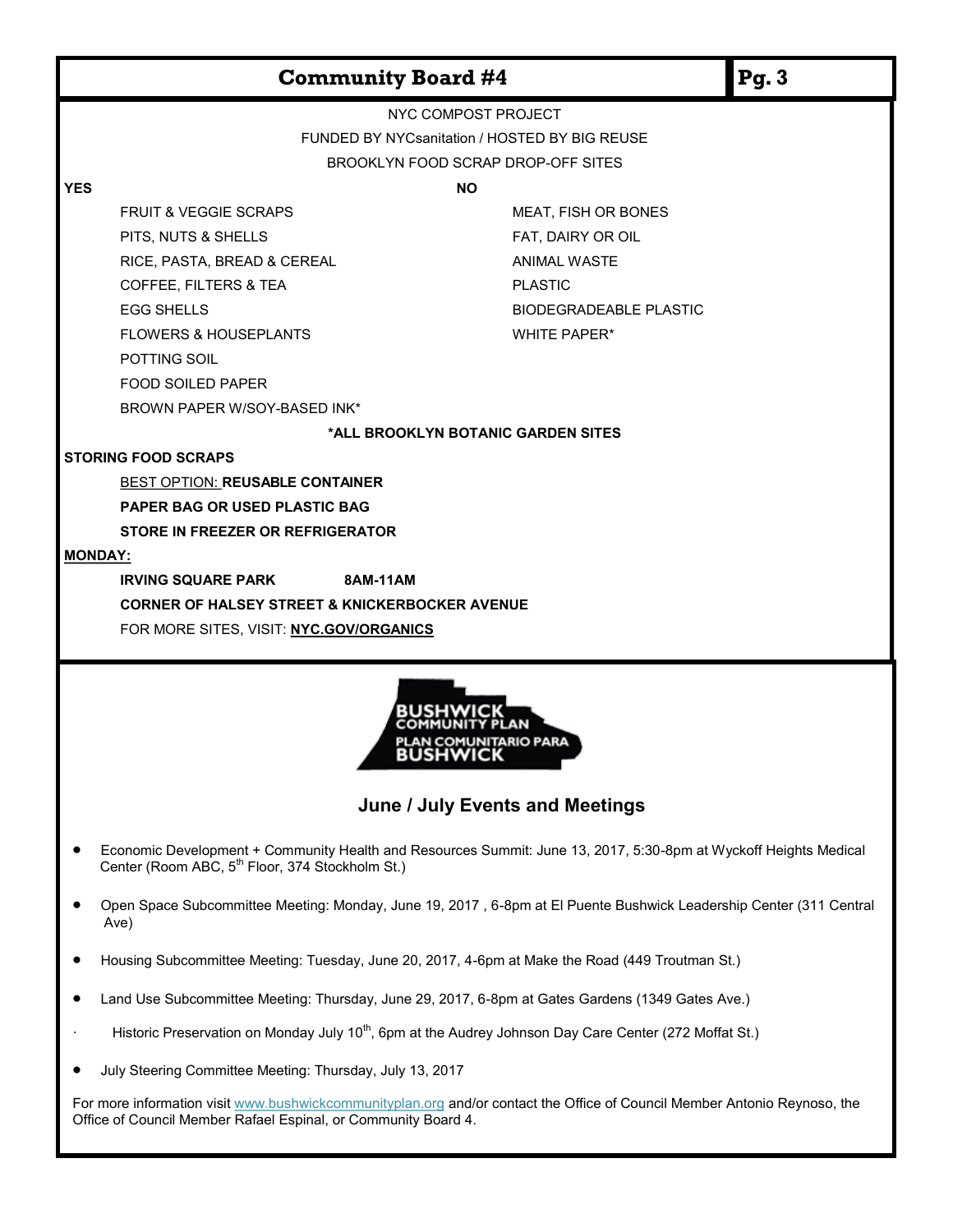## Community Board #4

NYC COMPOST PROJECT

FUNDED BY NYCsanitation / HOSTED BY BIG REUSE

BROOKLYN FOOD SCRAP DROP-OFF SITES

| YES | NO |
|---|---|
| FRUIT & VEGGIE SCRAPS | MEAT, FISH OR BONES |
| PITS, NUTS & SHELLS | FAT, DAIRY OR OIL |
| RICE, PASTA, BREAD & CEREAL | ANIMAL WASTE |
| COFFEE, FILTERS & TEA | PLASTIC |
| EGG SHELLS | BIODEGRADEABLE PLASTIC |
| FLOWERS & HOUSEPLANTS | WHITE PAPER* |
| POTTING SOIL | |
| FOOD SOILED PAPER | |
| BROWN PAPER W/SOY-BASED INK* | |

**\*ALL BROOKLYN BOTANIC GARDEN SITES**

**STORING FOOD SCRAPS**

- BEST OPTION: **REUSABLE CONTAINER**
- **PAPER BAG OR USED PLASTIC BAG**
- **STORE IN FREEZER OR REFRIGERATOR**

**MONDAY:**

**IRVING SQUARE PARK 8AM-11AM**

**CORNER OF HALSEY STREET & KNICKERBOCKER AVENUE**

FOR MORE SITES, VISIT: **NYC.GOV/ORGANICS**

BUSHWICK COMMUNITY PLAN
PLAN COMUNITARIO PARA BUSHWICK

## June / July Events and Meetings

- Economic Development + Community Health and Resources Summit: June 13, 2017, 5:30-8pm at Wyckoff Heights Medical Center (Room ABC, 5th Floor, 374 Stockholm St.)
- Open Space Subcommittee Meeting: Monday, June 19, 2017 , 6-8pm at El Puente Bushwick Leadership Center (311 Central Ave)
- Housing Subcommittee Meeting: Tuesday, June 20, 2017, 4-6pm at Make the Road (449 Troutman St.)
- Land Use Subcommittee Meeting: Thursday, June 29, 2017, 6-8pm at Gates Gardens (1349 Gates Ave.)
- Historic Preservation on Monday July 10th, 6pm at the Audrey Johnson Day Care Center (272 Moffat St.)
- July Steering Committee Meeting: Thursday, July 13, 2017

For more information visit www.bushwickcommunityplan.org and/or contact the Office of Council Member Antonio Reynoso, the Office of Council Member Rafael Espinal, or Community Board 4.